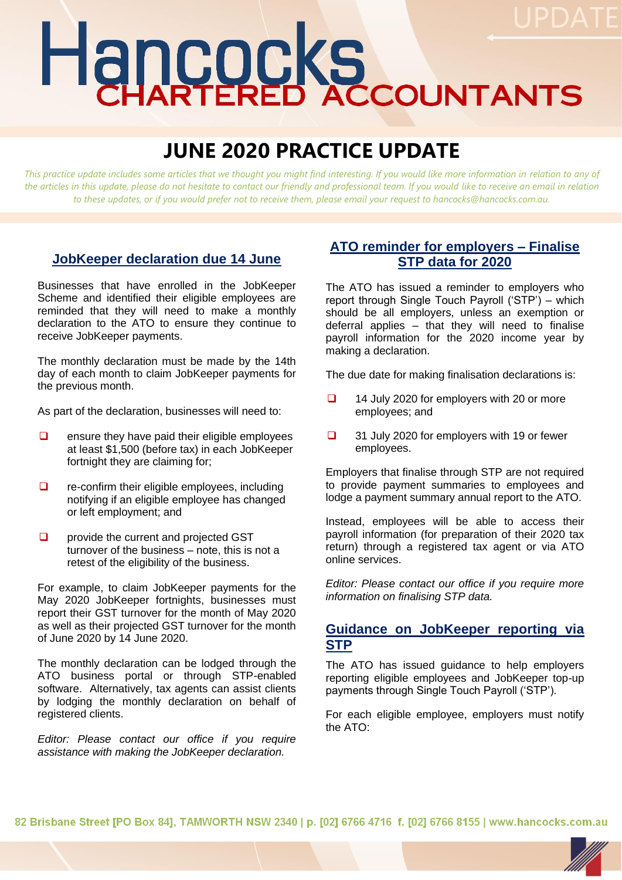# Hancocks CHARTERED ACCOUNTANTS

UPDATE

# JUNE 2020 PRACTICE UPDATE

*This practice update includes some articles that we thought you might find interesting. If you would like more information in relation to any of the articles in this update, please do not hesitate to contact our friendly and professional team. If you would like to receive an email in relation to these updates, or if you would prefer not to receive them, please email your request to hancocks@hancocks.com.au.*

## JobKeeper declaration due 14 June

Businesses that have enrolled in the JobKeeper Scheme and identified their eligible employees are reminded that they will need to make a monthly declaration to the ATO to ensure they continue to receive JobKeeper payments.

The monthly declaration must be made by the 14th day of each month to claim JobKeeper payments for the previous month.

As part of the declaration, businesses will need to:

- ensure they have paid their eligible employees at least $1,500 (before tax) in each JobKeeper fortnight they are claiming for;
- re-confirm their eligible employees, including notifying if an eligible employee has changed or left employment; and
- provide the current and projected GST turnover of the business – note, this is not a retest of the eligibility of the business.

For example, to claim JobKeeper payments for the May 2020 JobKeeper fortnights, businesses must report their GST turnover for the month of May 2020 as well as their projected GST turnover for the month of June 2020 by 14 June 2020.

The monthly declaration can be lodged through the ATO business portal or through STP-enabled software. Alternatively, tax agents can assist clients by lodging the monthly declaration on behalf of registered clients.

*Editor: Please contact our office if you require assistance with making the JobKeeper declaration.*

## ATO reminder for employers – Finalise STP data for 2020

The ATO has issued a reminder to employers who report through Single Touch Payroll ('STP') – which should be all employers, unless an exemption or deferral applies – that they will need to finalise payroll information for the 2020 income year by making a declaration.

The due date for making finalisation declarations is:

- 14 July 2020 for employers with 20 or more employees; and
- 31 July 2020 for employers with 19 or fewer employees.

Employers that finalise through STP are not required to provide payment summaries to employees and lodge a payment summary annual report to the ATO.

Instead, employees will be able to access their payroll information (for preparation of their 2020 tax return) through a registered tax agent or via ATO online services.

*Editor: Please contact our office if you require more information on finalising STP data.*

## Guidance on JobKeeper reporting via STP

The ATO has issued guidance to help employers reporting eligible employees and JobKeeper top-up payments through Single Touch Payroll ('STP').

For each eligible employee, employers must notify the ATO: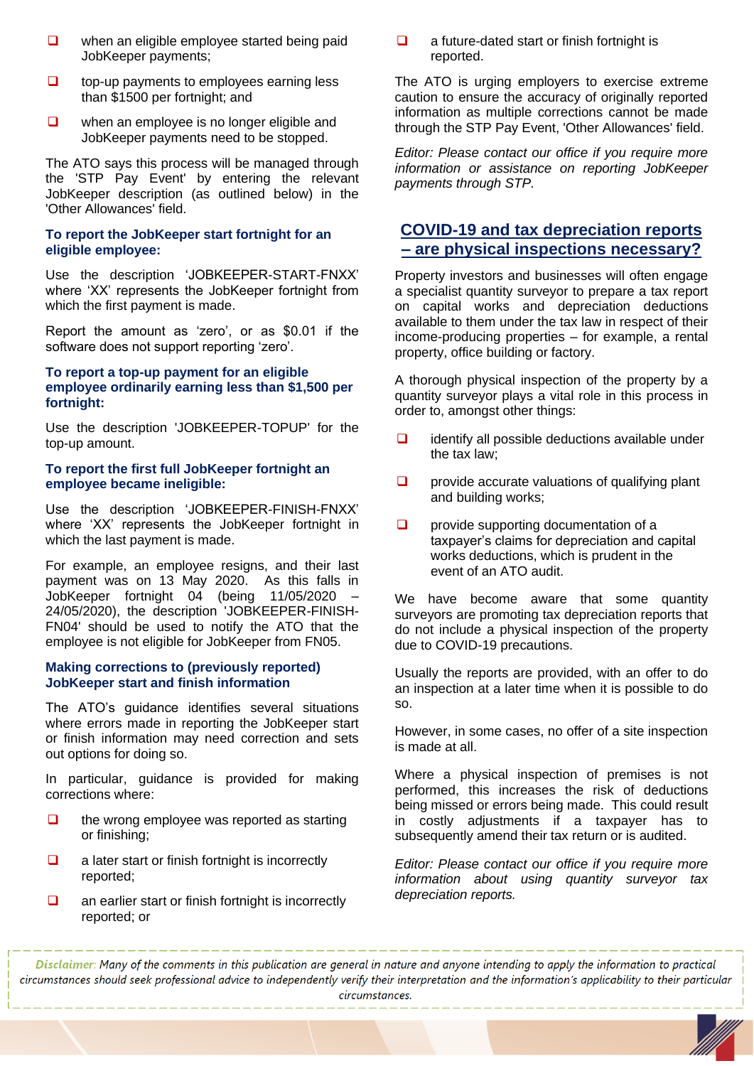- when an eligible employee started being paid JobKeeper payments;
- top-up payments to employees earning less than $1500 per fortnight; and
- when an employee is no longer eligible and JobKeeper payments need to be stopped.

The ATO says this process will be managed through the 'STP Pay Event' by entering the relevant JobKeeper description (as outlined below) in the 'Other Allowances' field.

**To report the JobKeeper start fortnight for an eligible employee:**

Use the description 'JOBKEEPER-START-FNXX' where 'XX' represents the JobKeeper fortnight from which the first payment is made.

Report the amount as 'zero', or as $0.01 if the software does not support reporting 'zero'.

**To report a top-up payment for an eligible employee ordinarily earning less than $1,500 per fortnight:**

Use the description 'JOBKEEPER-TOPUP' for the top-up amount.

**To report the first full JobKeeper fortnight an employee became ineligible:**

Use the description 'JOBKEEPER-FINISH-FNXX' where 'XX' represents the JobKeeper fortnight in which the last payment is made.

For example, an employee resigns, and their last payment was on 13 May 2020. As this falls in JobKeeper fortnight 04 (being 11/05/2020 – 24/05/2020), the description 'JOBKEEPER-FINISH-FN04' should be used to notify the ATO that the employee is not eligible for JobKeeper from FN05.

**Making corrections to (previously reported) JobKeeper start and finish information**

The ATO's guidance identifies several situations where errors made in reporting the JobKeeper start or finish information may need correction and sets out options for doing so.

In particular, guidance is provided for making corrections where:

- the wrong employee was reported as starting or finishing;
- a later start or finish fortnight is incorrectly reported;
- an earlier start or finish fortnight is incorrectly reported; or
- a future-dated start or finish fortnight is reported.

The ATO is urging employers to exercise extreme caution to ensure the accuracy of originally reported information as multiple corrections cannot be made through the STP Pay Event, 'Other Allowances' field.

*Editor: Please contact our office if you require more information or assistance on reporting JobKeeper payments through STP.*

## COVID-19 and tax depreciation reports – are physical inspections necessary?

Property investors and businesses will often engage a specialist quantity surveyor to prepare a tax report on capital works and depreciation deductions available to them under the tax law in respect of their income-producing properties – for example, a rental property, office building or factory.

A thorough physical inspection of the property by a quantity surveyor plays a vital role in this process in order to, amongst other things:

- identify all possible deductions available under the tax law;
- provide accurate valuations of qualifying plant and building works;
- provide supporting documentation of a taxpayer's claims for depreciation and capital works deductions, which is prudent in the event of an ATO audit.

We have become aware that some quantity surveyors are promoting tax depreciation reports that do not include a physical inspection of the property due to COVID-19 precautions.

Usually the reports are provided, with an offer to do an inspection at a later time when it is possible to do so.

However, in some cases, no offer of a site inspection is made at all.

Where a physical inspection of premises is not performed, this increases the risk of deductions being missed or errors being made. This could result in costly adjustments if a taxpayer has to subsequently amend their tax return or is audited.

*Editor: Please contact our office if you require more information about using quantity surveyor tax depreciation reports.*

*Disclaimer: Many of the comments in this publication are general in nature and anyone intending to apply the information to practical circumstances should seek professional advice to independently verify their interpretation and the information's applicability to their particular circumstances.*